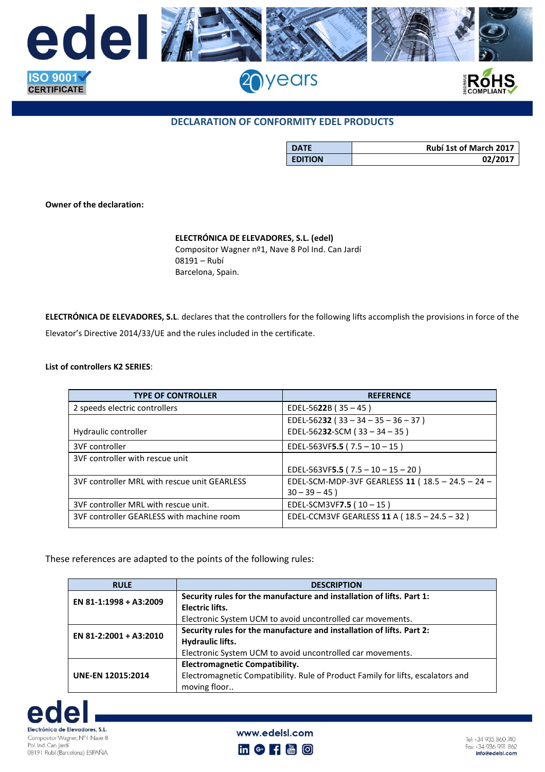## DECLARATION OF CONFORMITY EDEL PRODUCTS

| DATE | Rubí 1st of March 2017 |
|---|---|
| EDITION | 02/2017 |

**Owner of the declaration:**

**ELECTRÓNICA DE ELEVADORES, S.L. (edel)**
Compositor Wagner nº1, Nave 8 Pol Ind. Can Jardí
08191 – Rubí
Barcelona, Spain.

**ELECTRÓNICA DE ELEVADORES, S.L**. declares that the controllers for the following lifts accomplish the provisions in force of the Elevator's Directive 2014/33/UE and the rules included in the certificate.

**List of controllers K2 SERIES**:

| TYPE OF CONTROLLER | REFERENCE |
|---|---|
| 2 speeds electric controllers | EDEL-56**22**B ( 35 – 45 ) |
| Hydraulic controller | EDEL-562**32** ( 33 – 34 – 35 – 36 – 37 )<br>EDEL-562**32**-SCM ( 33 – 34 – 35 ) |
| 3VF controller | EDEL-563VF**5.5** ( 7.5 – 10 – 15 ) |
| 3VF controller with rescue unit | EDEL-563VF**5.5** ( 7.5 – 10 – 15 – 20 ) |
| 3VF controller MRL with rescue unit GEARLESS | EDEL-SCM-MDP-3VF GEARLESS **11** ( 18.5 – 24.5 – 24 – 30 – 39 – 45 ) |
| 3VF controller MRL with rescue unit. | EDEL-SCM3VF**7.5** ( 10 – 15 ) |
| 3VF controller GEARLESS with machine room | EDEL-CCM3VF GEARLESS **11** A ( 18.5 – 24.5 – 32 ) |

These references are adapted to the points of the following rules:

| RULE | DESCRIPTION |
|---|---|
| **EN 81-1:1998 + A3:2009** | **Security rules for the manufacture and installation of lifts. Part 1: Electric lifts.**<br>Electronic System UCM to avoid uncontrolled car movements. |
| **EN 81-2:2001 + A3:2010** | **Security rules for the manufacture and installation of lifts. Part 2: Hydraulic lifts.**<br>Electronic System UCM to avoid uncontrolled car movements. |
| **UNE-EN 12015:2014** | **Electromagnetic Compatibility.**<br>Electromagnetic Compatibility. Rule of Product Family for lifts, escalators and moving floor.. |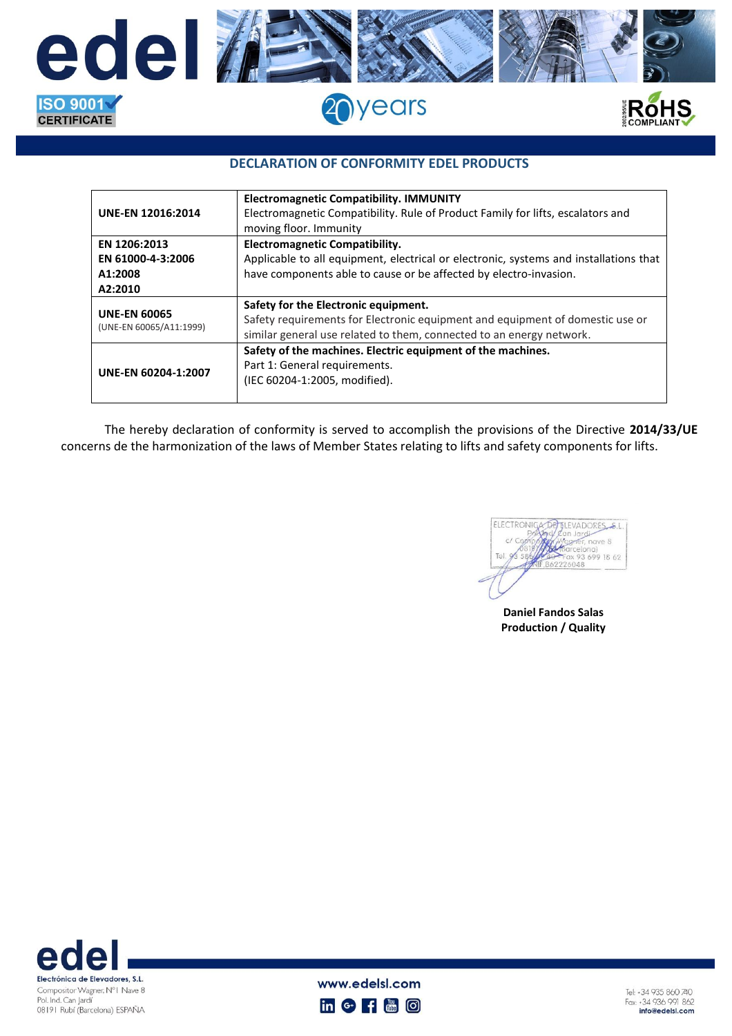## DECLARATION OF CONFORMITY EDEL PRODUCTS

| | |
|---|---|
| **UNE-EN 12016:2014** | **Electromagnetic Compatibility. IMMUNITY**<br>Electromagnetic Compatibility. Rule of Product Family for lifts, escalators and moving floor. Immunity |
| **EN 1206:2013**<br>**EN 61000-4-3:2006**<br>**A1:2008**<br>**A2:2010** | **Electromagnetic Compatibility.**<br>Applicable to all equipment, electrical or electronic, systems and installations that have components able to cause or be affected by electro-invasion. |
| **UNE-EN 60065**<br>(UNE-EN 60065/A11:1999) | **Safety for the Electronic equipment.**<br>Safety requirements for Electronic equipment and equipment of domestic use or similar general use related to them, connected to an energy network. |
| **UNE-EN 60204-1:2007** | **Safety of the machines. Electric equipment of the machines.**<br>Part 1: General requirements.<br>(IEC 60204-1:2005, modified). |

The hereby declaration of conformity is served to accomplish the provisions of the Directive **2014/33/UE** concerns de the harmonization of the laws of Member States relating to lifts and safety components for lifts.

ELECTRONICA DE ELEVADORES, S.L.
Pol. Ind. Can Jardí
c/ Compositor Wagner, nave 8
08191 Rubí (Barcelona)
Tel. 93 586 ... Fax 93 699 18 62
NIF B62226048

**Daniel Fandos Salas**
**Production / Quality**

**Electrónica de Elevadores, S.L.**
Compositor Wagner, Nº1 Nave 8
Pol. Ind. Can Jardí
08191 Rubí (Barcelona) ESPAÑA

www.edelsl.com

Tel: +34 935 860 740
Fax: +34 936 991 862
info@edelsl.com